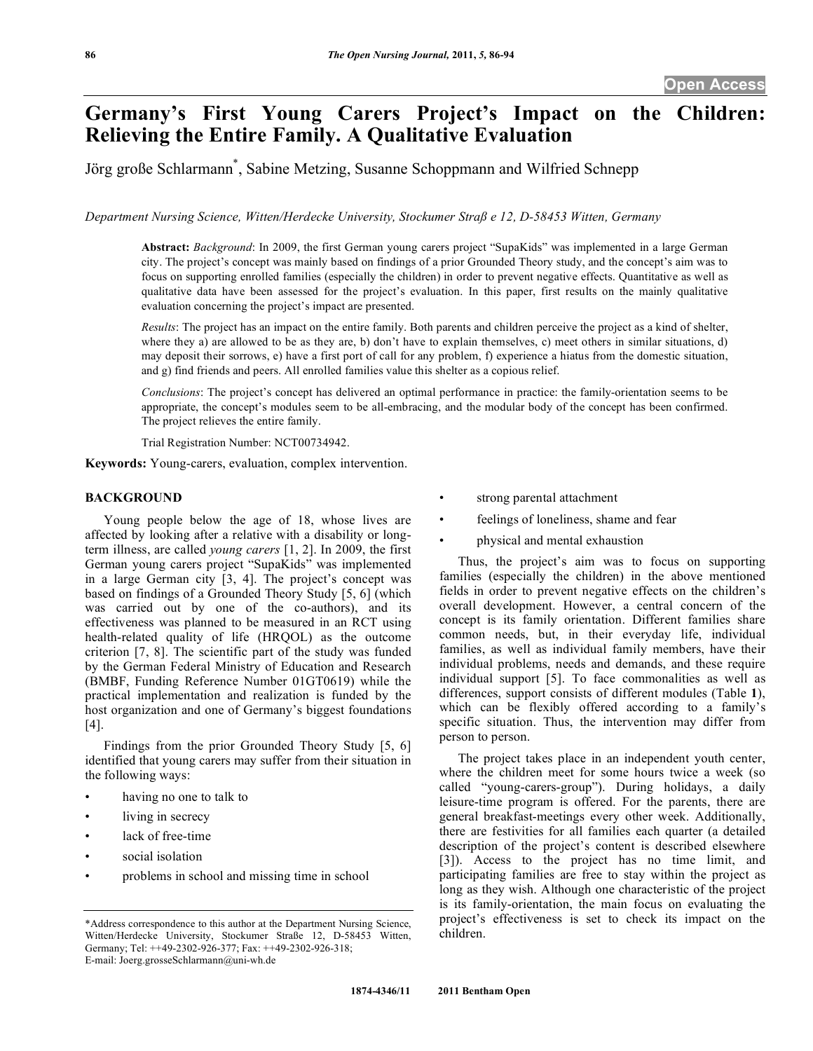# Germany's First Young Carers Project's Impact on the Children: Relieving the Entire Family. A Qualitative Evaluation

Jörg große Schlarmann[*], Sabine Metzing, Susanne Schoppmann and Wilfried Schnepp

*Department Nursing Science, Witten/Herdecke University, Stockumer Straß e 12, D-58453 Witten, Germany*

**Abstract:** *Background*: In 2009, the first German young carers project "SupaKids" was implemented in a large German city. The project's concept was mainly based on findings of a prior Grounded Theory study, and the concept's aim was to focus on supporting enrolled families (especially the children) in order to prevent negative effects. Quantitative as well as qualitative data have been assessed for the project's evaluation. In this paper, first results on the mainly qualitative evaluation concerning the project's impact are presented.

*Results*: The project has an impact on the entire family. Both parents and children perceive the project as a kind of shelter, where they a) are allowed to be as they are, b) don't have to explain themselves, c) meet others in similar situations, d) may deposit their sorrows, e) have a first port of call for any problem, f) experience a hiatus from the domestic situation, and g) find friends and peers. All enrolled families value this shelter as a copious relief.

*Conclusions*: The project's concept has delivered an optimal performance in practice: the family-orientation seems to be appropriate, the concept's modules seem to be all-embracing, and the modular body of the concept has been confirmed. The project relieves the entire family.

Trial Registration Number: NCT00734942.

**Keywords:** Young-carers, evaluation, complex intervention.

## BACKGROUND

Young people below the age of 18, whose lives are affected by looking after a relative with a disability or long-term illness, are called *young carers* [1, 2]. In 2009, the first German young carers project "SupaKids" was implemented in a large German city [3, 4]. The project's concept was based on findings of a Grounded Theory Study [5, 6] (which was carried out by one of the co-authors), and its effectiveness was planned to be measured in an RCT using health-related quality of life (HRQOL) as the outcome criterion [7, 8]. The scientific part of the study was funded by the German Federal Ministry of Education and Research (BMBF, Funding Reference Number 01GT0619) while the practical implementation and realization is funded by the host organization and one of Germany's biggest foundations [4].

Findings from the prior Grounded Theory Study [5, 6] identified that young carers may suffer from their situation in the following ways:

- having no one to talk to
- living in secrecy
- lack of free-time
- social isolation
- problems in school and missing time in school
- strong parental attachment
- feelings of loneliness, shame and fear
- physical and mental exhaustion

Thus, the project's aim was to focus on supporting families (especially the children) in the above mentioned fields in order to prevent negative effects on the children's overall development. However, a central concern of the concept is its family orientation. Different families share common needs, but, in their everyday life, individual families, as well as individual family members, have their individual problems, needs and demands, and these require individual support [5]. To face commonalities as well as differences, support consists of different modules (Table **1**), which can be flexibly offered according to a family's specific situation. Thus, the intervention may differ from person to person.

The project takes place in an independent youth center, where the children meet for some hours twice a week (so called "young-carers-group"). During holidays, a daily leisure-time program is offered. For the parents, there are general breakfast-meetings every other week. Additionally, there are festivities for all families each quarter (a detailed description of the project's content is described elsewhere [3]). Access to the project has no time limit, and participating families are free to stay within the project as long as they wish. Although one characteristic of the project is its family-orientation, the main focus on evaluating the project's effectiveness is set to check its impact on the children.

*Address correspondence to this author at the Department Nursing Science, Witten/Herdecke University, Stockumer Straße 12, D-58453 Witten, Germany; Tel: ++49-2302-926-377; Fax: ++49-2302-926-318; E-mail: Joerg.grosseSchlarmann@uni-wh.de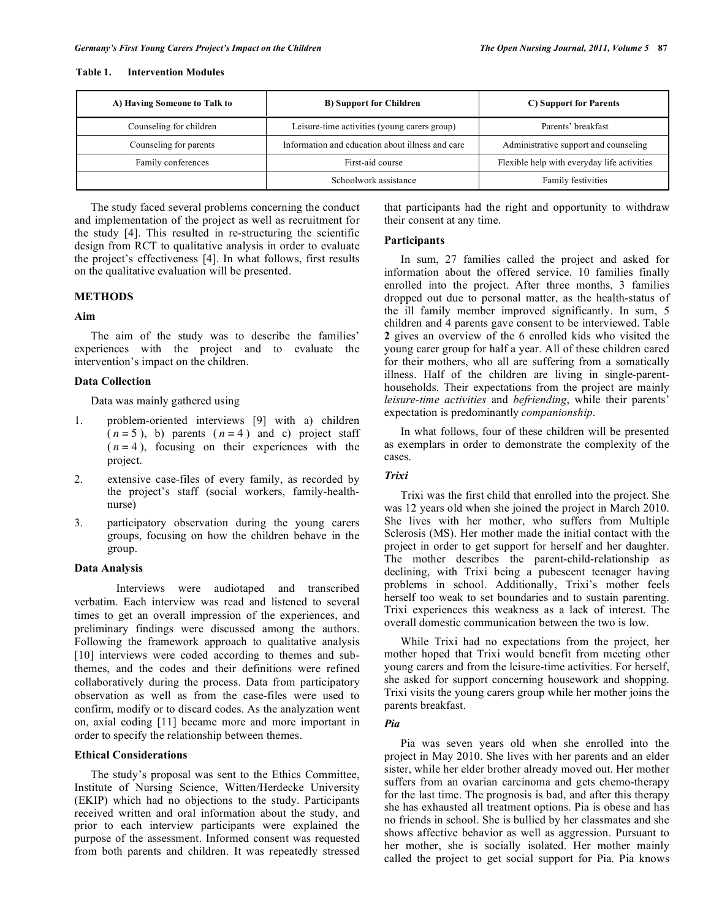**Table 1. Intervention Modules**

| A) Having Someone to Talk to | B) Support for Children | C) Support for Parents |
|---|---|---|
| Counseling for children | Leisure-time activities (young carers group) | Parents' breakfast |
| Counseling for parents | Information and education about illness and care | Administrative support and counseling |
| Family conferences | First-aid course | Flexible help with everyday life activities |
| | Schoolwork assistance | Family festivities |

The study faced several problems concerning the conduct and implementation of the project as well as recruitment for the study [4]. This resulted in re-structuring the scientific design from RCT to qualitative analysis in order to evaluate the project's effectiveness [4]. In what follows, first results on the qualitative evaluation will be presented.

## METHODS

### Aim

The aim of the study was to describe the families' experiences with the project and to evaluate the intervention's impact on the children.

### Data Collection

Data was mainly gathered using

1. problem-oriented interviews [9] with a) children ($n = 5$), b) parents ($n = 4$) and c) project staff ($n = 4$), focusing on their experiences with the project.
2. extensive case-files of every family, as recorded by the project's staff (social workers, family-health-nurse)
3. participatory observation during the young carers groups, focusing on how the children behave in the group.

### Data Analysis

Interviews were audiotaped and transcribed verbatim. Each interview was read and listened to several times to get an overall impression of the experiences, and preliminary findings were discussed among the authors. Following the framework approach to qualitative analysis [10] interviews were coded according to themes and sub-themes, and the codes and their definitions were refined collaboratively during the process. Data from participatory observation as well as from the case-files were used to confirm, modify or to discard codes. As the analyzation went on, axial coding [11] became more and more important in order to specify the relationship between themes.

### Ethical Considerations

The study's proposal was sent to the Ethics Committee, Institute of Nursing Science, Witten/Herdecke University (EKIP) which had no objections to the study. Participants received written and oral information about the study, and prior to each interview participants were explained the purpose of the assessment. Informed consent was requested from both parents and children. It was repeatedly stressed that participants had the right and opportunity to withdraw their consent at any time.

### Participants

In sum, 27 families called the project and asked for information about the offered service. 10 families finally enrolled into the project. After three months, 3 families dropped out due to personal matter, as the health-status of the ill family member improved significantly. In sum, 5 children and 4 parents gave consent to be interviewed. Table **2** gives an overview of the 6 enrolled kids who visited the young carer group for half a year. All of these children cared for their mothers, who all are suffering from a somatically illness. Half of the children are living in single-parent-households. Their expectations from the project are mainly *leisure-time activities* and *befriending*, while their parents' expectation is predominantly *companionship*.

In what follows, four of these children will be presented as exemplars in order to demonstrate the complexity of the cases.

#### *Trixi*

Trixi was the first child that enrolled into the project. She was 12 years old when she joined the project in March 2010. She lives with her mother, who suffers from Multiple Sclerosis (MS). Her mother made the initial contact with the project in order to get support for herself and her daughter. The mother describes the parent-child-relationship as declining, with Trixi being a pubescent teenager having problems in school. Additionally, Trixi's mother feels herself too weak to set boundaries and to sustain parenting. Trixi experiences this weakness as a lack of interest. The overall domestic communication between the two is low.

While Trixi had no expectations from the project, her mother hoped that Trixi would benefit from meeting other young carers and from the leisure-time activities. For herself, she asked for support concerning housework and shopping. Trixi visits the young carers group while her mother joins the parents breakfast.

#### *Pia*

Pia was seven years old when she enrolled into the project in May 2010. She lives with her parents and an elder sister, while her elder brother already moved out. Her mother suffers from an ovarian carcinoma and gets chemo-therapy for the last time. The prognosis is bad, and after this therapy she has exhausted all treatment options. Pia is obese and has no friends in school. She is bullied by her classmates and she shows affective behavior as well as aggression. Pursuant to her mother, she is socially isolated. Her mother mainly called the project to get social support for Pia. Pia knows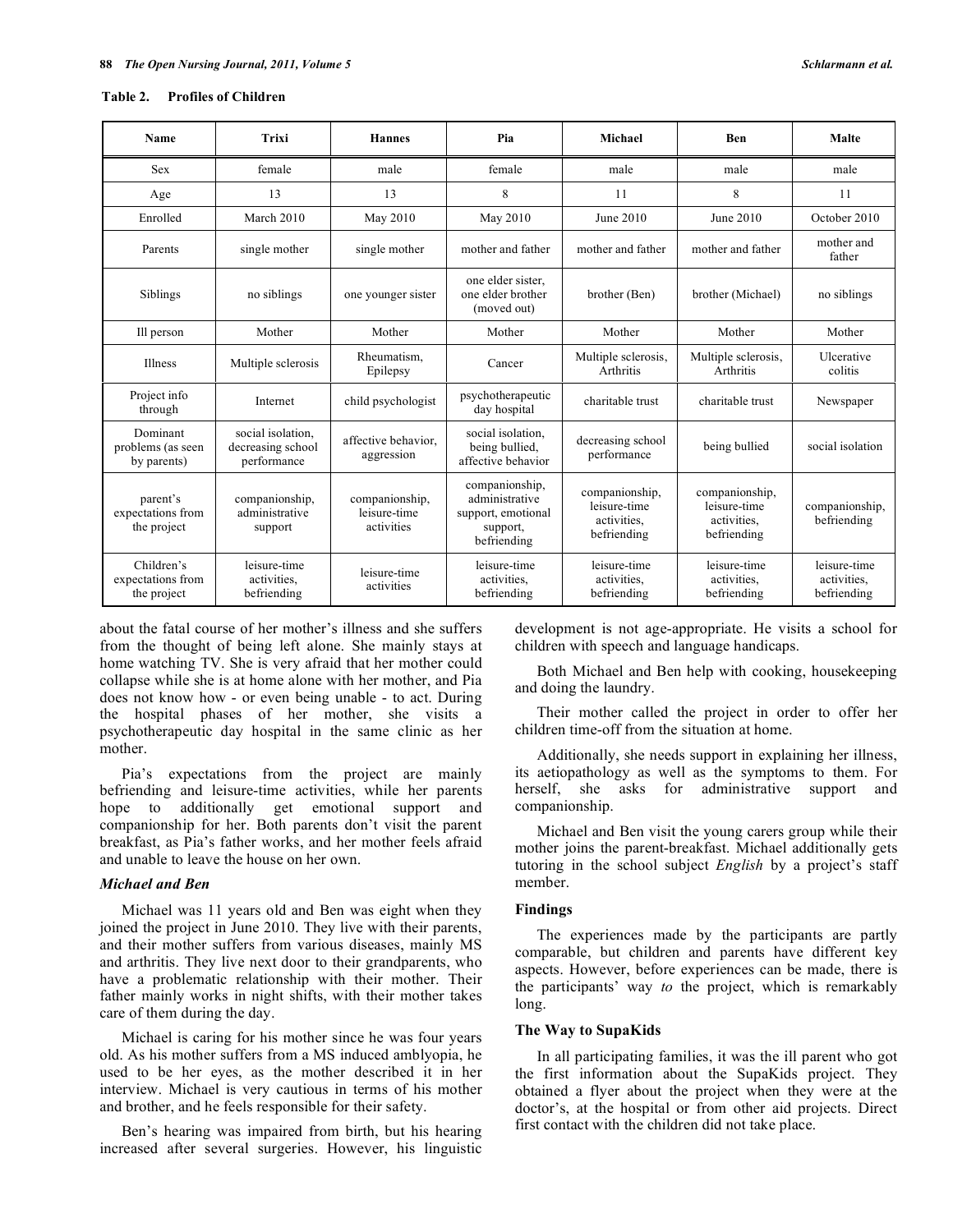**Table 2. Profiles of Children**

| Name | Trixi | Hannes | Pia | Michael | Ben | Malte |
|---|---|---|---|---|---|---|
| Sex | female | male | female | male | male | male |
| Age | 13 | 13 | 8 | 11 | 8 | 11 |
| Enrolled | March 2010 | May 2010 | May 2010 | June 2010 | June 2010 | October 2010 |
| Parents | single mother | single mother | mother and father | mother and father | mother and father | mother and father |
| Siblings | no siblings | one younger sister | one elder sister, one elder brother (moved out) | brother (Ben) | brother (Michael) | no siblings |
| Ill person | Mother | Mother | Mother | Mother | Mother | Mother |
| Illness | Multiple sclerosis | Rheumatism, Epilepsy | Cancer | Multiple sclerosis, Arthritis | Multiple sclerosis, Arthritis | Ulcerative colitis |
| Project info through | Internet | child psychologist | psychotherapeutic day hospital | charitable trust | charitable trust | Newspaper |
| Dominant problems (as seen by parents) | social isolation, decreasing school performance | affective behavior, aggression | social isolation, being bullied, affective behavior | decreasing school performance | being bullied | social isolation |
| parent's expectations from the project | companionship, administrative support | companionship, leisure-time activities | companionship, administrative support, emotional support, befriending | companionship, leisure-time activities, befriending | companionship, leisure-time activities, befriending | companionship, befriending |
| Children's expectations from the project | leisure-time activities, befriending | leisure-time activities | leisure-time activities, befriending | leisure-time activities, befriending | leisure-time activities, befriending | leisure-time activities, befriending |

about the fatal course of her mother's illness and she suffers from the thought of being left alone. She mainly stays at home watching TV. She is very afraid that her mother could collapse while she is at home alone with her mother, and Pia does not know how - or even being unable - to act. During the hospital phases of her mother, she visits a psychotherapeutic day hospital in the same clinic as her mother.

Pia's expectations from the project are mainly befriending and leisure-time activities, while her parents hope to additionally get emotional support and companionship for her. Both parents don't visit the parent breakfast, as Pia's father works, and her mother feels afraid and unable to leave the house on her own.

### *Michael and Ben*

Michael was 11 years old and Ben was eight when they joined the project in June 2010. They live with their parents, and their mother suffers from various diseases, mainly MS and arthritis. They live next door to their grandparents, who have a problematic relationship with their mother. Their father mainly works in night shifts, with their mother takes care of them during the day.

Michael is caring for his mother since he was four years old. As his mother suffers from a MS induced amblyopia, he used to be her eyes, as the mother described it in her interview. Michael is very cautious in terms of his mother and brother, and he feels responsible for their safety.

Ben's hearing was impaired from birth, but his hearing increased after several surgeries. However, his linguistic development is not age-appropriate. He visits a school for children with speech and language handicaps.

Both Michael and Ben help with cooking, housekeeping and doing the laundry.

Their mother called the project in order to offer her children time-off from the situation at home.

Additionally, she needs support in explaining her illness, its aetiopathology as well as the symptoms to them. For herself, she asks for administrative support and companionship.

Michael and Ben visit the young carers group while their mother joins the parent-breakfast. Michael additionally gets tutoring in the school subject *English* by a project's staff member.

## Findings

The experiences made by the participants are partly comparable, but children and parents have different key aspects. However, before experiences can be made, there is the participants' way *to* the project, which is remarkably long.

### The Way to SupaKids

In all participating families, it was the ill parent who got the first information about the SupaKids project. They obtained a flyer about the project when they were at the doctor's, at the hospital or from other aid projects. Direct first contact with the children did not take place.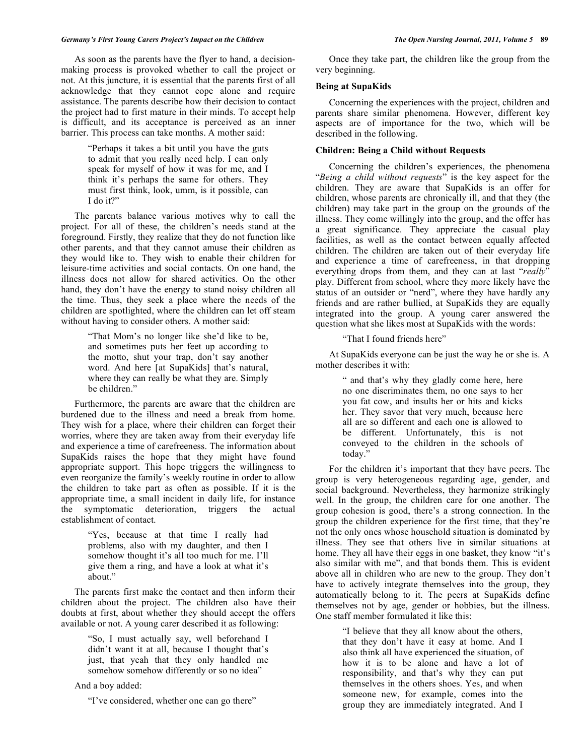As soon as the parents have the flyer to hand, a decision-making process is provoked whether to call the project or not. At this juncture, it is essential that the parents first of all acknowledge that they cannot cope alone and require assistance. The parents describe how their decision to contact the project had to first mature in their minds. To accept help is difficult, and its acceptance is perceived as an inner barrier. This process can take months. A mother said:

> "Perhaps it takes a bit until you have the guts to admit that you really need help. I can only speak for myself of how it was for me, and I think it's perhaps the same for others. They must first think, look, umm, is it possible, can I do it?"

The parents balance various motives why to call the project. For all of these, the children's needs stand at the foreground. Firstly, they realize that they do not function like other parents, and that they cannot amuse their children as they would like to. They wish to enable their children for leisure-time activities and social contacts. On one hand, the illness does not allow for shared activities. On the other hand, they don't have the energy to stand noisy children all the time. Thus, they seek a place where the needs of the children are spotlighted, where the children can let off steam without having to consider others. A mother said:

> "That Mom's no longer like she'd like to be, and sometimes puts her feet up according to the motto, shut your trap, don't say another word. And here [at SupaKids] that's natural, where they can really be what they are. Simply be children."

Furthermore, the parents are aware that the children are burdened due to the illness and need a break from home. They wish for a place, where their children can forget their worries, where they are taken away from their everyday life and experience a time of carefreeness. The information about SupaKids raises the hope that they might have found appropriate support. This hope triggers the willingness to even reorganize the family's weekly routine in order to allow the children to take part as often as possible. If it is the appropriate time, a small incident in daily life, for instance the symptomatic deterioration, triggers the actual establishment of contact.

> "Yes, because at that time I really had problems, also with my daughter, and then I somehow thought it's all too much for me. I'll give them a ring, and have a look at what it's about."

The parents first make the contact and then inform their children about the project. The children also have their doubts at first, about whether they should accept the offers available or not. A young carer described it as following:

> "So, I must actually say, well beforehand I didn't want it at all, because I thought that's just, that yeah that they only handled me somehow somehow differently or so no idea"

And a boy added:

> "I've considered, whether one can go there"

Once they take part, the children like the group from the very beginning.

### Being at SupaKids

Concerning the experiences with the project, children and parents share similar phenomena. However, different key aspects are of importance for the two, which will be described in the following.

### Children: Being a Child without Requests

Concerning the children's experiences, the phenomena "*Being a child without requests*" is the key aspect for the children. They are aware that SupaKids is an offer for children, whose parents are chronically ill, and that they (the children) may take part in the group on the grounds of the illness. They come willingly into the group, and the offer has a great significance. They appreciate the casual play facilities, as well as the contact between equally affected children. The children are taken out of their everyday life and experience a time of carefreeness, in that dropping everything drops from them, and they can at last "*really*" play. Different from school, where they more likely have the status of an outsider or "nerd", where they have hardly any friends and are rather bullied, at SupaKids they are equally integrated into the group. A young carer answered the question what she likes most at SupaKids with the words:

> "That I found friends here"

At SupaKids everyone can be just the way he or she is. A mother describes it with:

> " and that's why they gladly come here, here no one discriminates them, no one says to her you fat cow, and insults her or hits and kicks her. They savor that very much, because here all are so different and each one is allowed to be different. Unfortunately, this is not conveyed to the children in the schools of today."

For the children it's important that they have peers. The group is very heterogeneous regarding age, gender, and social background. Nevertheless, they harmonize strikingly well. In the group, the children care for one another. The group cohesion is good, there's a strong connection. In the group the children experience for the first time, that they're not the only ones whose household situation is dominated by illness. They see that others live in similar situations at home. They all have their eggs in one basket, they know "it's also similar with me", and that bonds them. This is evident above all in children who are new to the group. They don't have to actively integrate themselves into the group, they automatically belong to it. The peers at SupaKids define themselves not by age, gender or hobbies, but the illness. One staff member formulated it like this:

> "I believe that they all know about the others, that they don't have it easy at home. And I also think all have experienced the situation, of how it is to be alone and have a lot of responsibility, and that's why they can put themselves in the others shoes. Yes, and when someone new, for example, comes into the group they are immediately integrated. And I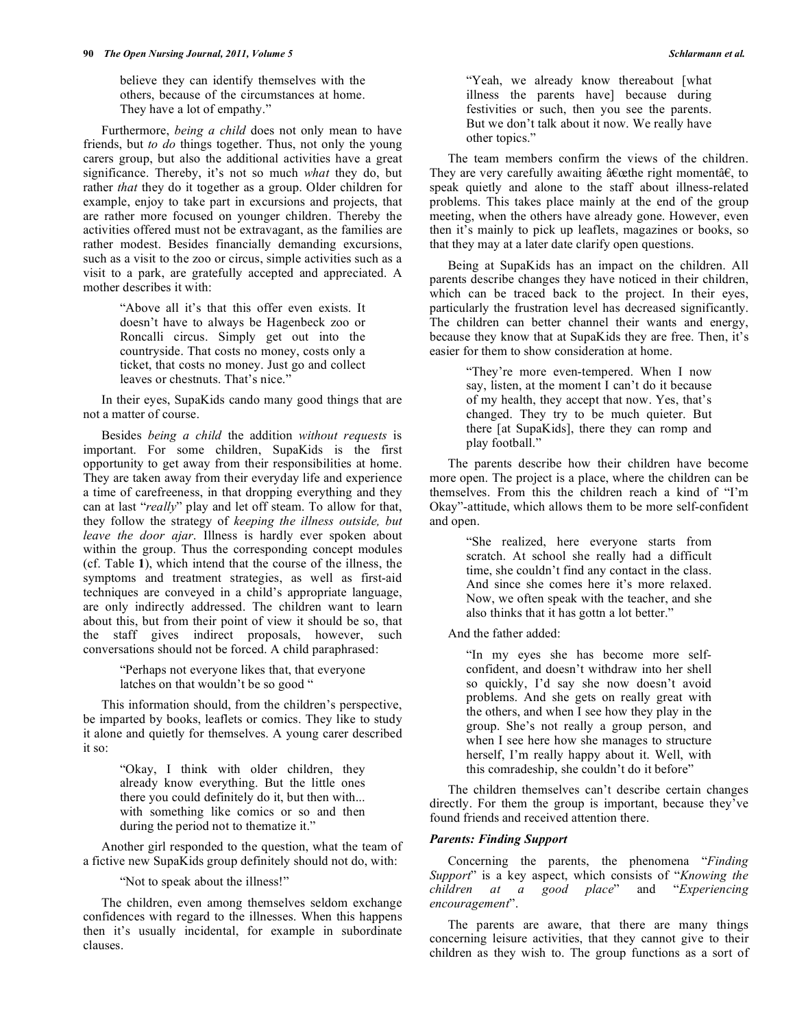believe they can identify themselves with the others, because of the circumstances at home. They have a lot of empathy."

Furthermore, *being a child* does not only mean to have friends, but *to do* things together. Thus, not only the young carers group, but also the additional activities have a great significance. Thereby, it's not so much *what* they do, but rather *that* they do it together as a group. Older children for example, enjoy to take part in excursions and projects, that are rather more focused on younger children. Thereby the activities offered must not be extravagant, as the families are rather modest. Besides financially demanding excursions, such as a visit to the zoo or circus, simple activities such as a visit to a park, are gratefully accepted and appreciated. A mother describes it with:

> "Above all it's that this offer even exists. It doesn't have to always be Hagenbeck zoo or Roncalli circus. Simply get out into the countryside. That costs no money, costs only a ticket, that costs no money. Just go and collect leaves or chestnuts. That's nice."

In their eyes, SupaKids cando many good things that are not a matter of course.

Besides *being a child* the addition *without requests* is important. For some children, SupaKids is the first opportunity to get away from their responsibilities at home. They are taken away from their everyday life and experience a time of carefreeness, in that dropping everything and they can at last "*really*" play and let off steam. To allow for that, they follow the strategy of *keeping the illness outside, but leave the door ajar*. Illness is hardly ever spoken about within the group. Thus the corresponding concept modules (cf. Table **1**), which intend that the course of the illness, the symptoms and treatment strategies, as well as first-aid techniques are conveyed in a child's appropriate language, are only indirectly addressed. The children want to learn about this, but from their point of view it should be so, that the staff gives indirect proposals, however, such conversations should not be forced. A child paraphrased:

> "Perhaps not everyone likes that, that everyone latches on that wouldn't be so good "

This information should, from the children's perspective, be imparted by books, leaflets or comics. They like to study it alone and quietly for themselves. A young carer described it so:

> "Okay, I think with older children, they already know everything. But the little ones there you could definitely do it, but then with... with something like comics or so and then during the period not to thematize it."

Another girl responded to the question, what the team of a fictive new SupaKids group definitely should not do, with:

> "Not to speak about the illness!"

The children, even among themselves seldom exchange confidences with regard to the illnesses. When this happens then it's usually incidental, for example in subordinate clauses.

> "Yeah, we already know thereabout [what illness the parents have] because during festivities or such, then you see the parents. But we don't talk about it now. We really have other topics."

The team members confirm the views of the children. They are very carefully awaiting â€œthe right momentâ€, to speak quietly and alone to the staff about illness-related problems. This takes place mainly at the end of the group meeting, when the others have already gone. However, even then it's mainly to pick up leaflets, magazines or books, so that they may at a later date clarify open questions.

Being at SupaKids has an impact on the children. All parents describe changes they have noticed in their children, which can be traced back to the project. In their eyes, particularly the frustration level has decreased significantly. The children can better channel their wants and energy, because they know that at SupaKids they are free. Then, it's easier for them to show consideration at home.

> "They're more even-tempered. When I now say, listen, at the moment I can't do it because of my health, they accept that now. Yes, that's changed. They try to be much quieter. But there [at SupaKids], there they can romp and play football."

The parents describe how their children have become more open. The project is a place, where the children can be themselves. From this the children reach a kind of "I'm Okay"-attitude, which allows them to be more self-confident and open.

> "She realized, here everyone starts from scratch. At school she really had a difficult time, she couldn't find any contact in the class. And since she comes here it's more relaxed. Now, we often speak with the teacher, and she also thinks that it has gottn a lot better."

And the father added:

> "In my eyes she has become more self-confident, and doesn't withdraw into her shell so quickly, I'd say she now doesn't avoid problems. And she gets on really great with the others, and when I see how they play in the group. She's not really a group person, and when I see here how she manages to structure herself, I'm really happy about it. Well, with this comradeship, she couldn't do it before"

The children themselves can't describe certain changes directly. For them the group is important, because they've found friends and received attention there.

### *Parents: Finding Support*

Concerning the parents, the phenomena "*Finding Support*" is a key aspect, which consists of "*Knowing the children at a good place*" and "*Experiencing encouragement*".

The parents are aware, that there are many things concerning leisure activities, that they cannot give to their children as they wish to. The group functions as a sort of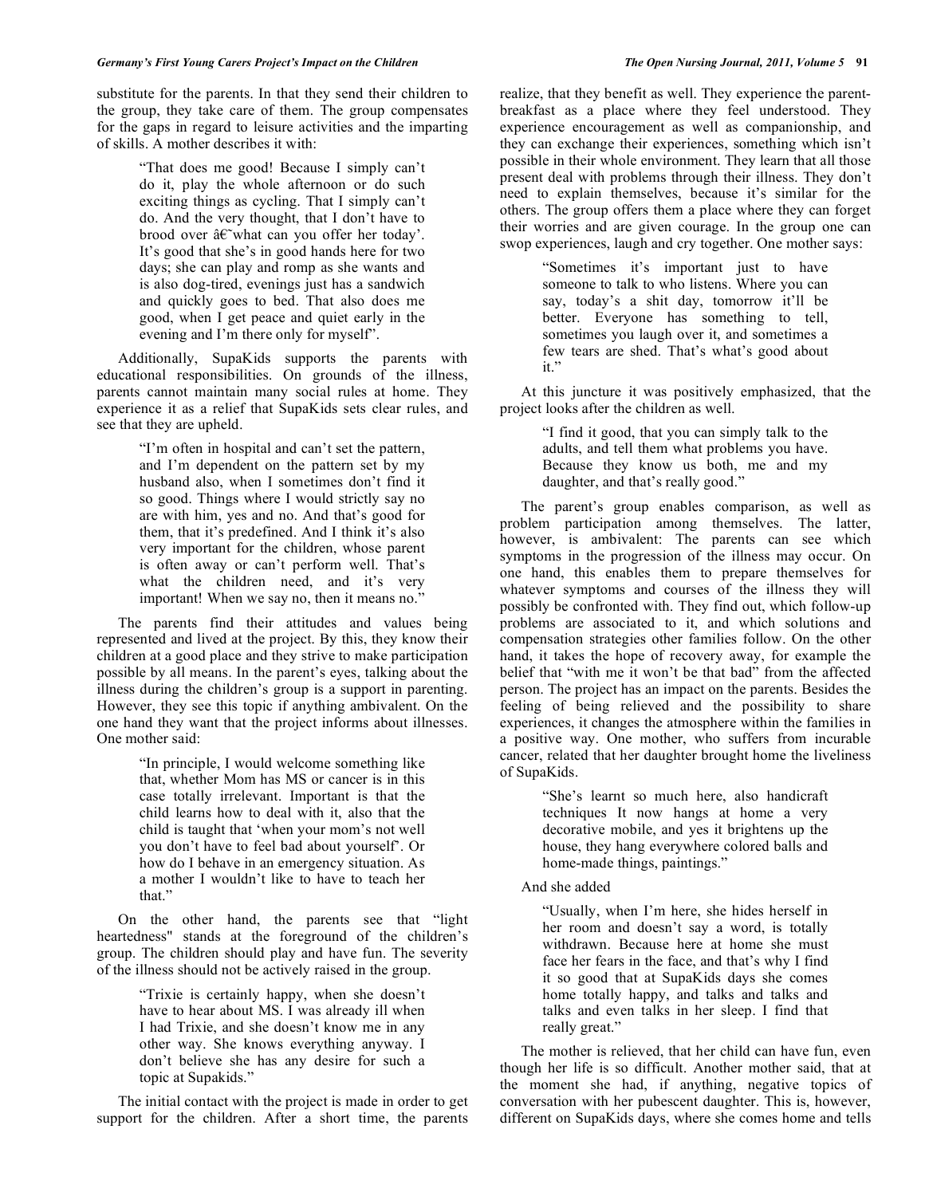substitute for the parents. In that they send their children to the group, they take care of them. The group compensates for the gaps in regard to leisure activities and the imparting of skills. A mother describes it with:

> "That does me good! Because I simply can't do it, play the whole afternoon or do such exciting things as cycling. That I simply can't do. And the very thought, that I don't have to brood over â€˜what can you offer her today'. It's good that she's in good hands here for two days; she can play and romp as she wants and is also dog-tired, evenings just has a sandwich and quickly goes to bed. That also does me good, when I get peace and quiet early in the evening and I'm there only for myself".

Additionally, SupaKids supports the parents with educational responsibilities. On grounds of the illness, parents cannot maintain many social rules at home. They experience it as a relief that SupaKids sets clear rules, and see that they are upheld.

> "I'm often in hospital and can't set the pattern, and I'm dependent on the pattern set by my husband also, when I sometimes don't find it so good. Things where I would strictly say no are with him, yes and no. And that's good for them, that it's predefined. And I think it's also very important for the children, whose parent is often away or can't perform well. That's what the children need, and it's very important! When we say no, then it means no."

The parents find their attitudes and values being represented and lived at the project. By this, they know their children at a good place and they strive to make participation possible by all means. In the parent's eyes, talking about the illness during the children's group is a support in parenting. However, they see this topic if anything ambivalent. On the one hand they want that the project informs about illnesses. One mother said:

> "In principle, I would welcome something like that, whether Mom has MS or cancer is in this case totally irrelevant. Important is that the child learns how to deal with it, also that the child is taught that 'when your mom's not well you don't have to feel bad about yourself'. Or how do I behave in an emergency situation. As a mother I wouldn't like to have to teach her that."

On the other hand, the parents see that "light heartedness" stands at the foreground of the children's group. The children should play and have fun. The severity of the illness should not be actively raised in the group.

> "Trixie is certainly happy, when she doesn't have to hear about MS. I was already ill when I had Trixie, and she doesn't know me in any other way. She knows everything anyway. I don't believe she has any desire for such a topic at Supakids."

The initial contact with the project is made in order to get support for the children. After a short time, the parents realize, that they benefit as well. They experience the parent-breakfast as a place where they feel understood. They experience encouragement as well as companionship, and they can exchange their experiences, something which isn't possible in their whole environment. They learn that all those present deal with problems through their illness. They don't need to explain themselves, because it's similar for the others. The group offers them a place where they can forget their worries and are given courage. In the group one can swop experiences, laugh and cry together. One mother says:

> "Sometimes it's important just to have someone to talk to who listens. Where you can say, today's a shit day, tomorrow it'll be better. Everyone has something to tell, sometimes you laugh over it, and sometimes a few tears are shed. That's what's good about it."

At this juncture it was positively emphasized, that the project looks after the children as well.

> "I find it good, that you can simply talk to the adults, and tell them what problems you have. Because they know us both, me and my daughter, and that's really good."

The parent's group enables comparison, as well as problem participation among themselves. The latter, however, is ambivalent: The parents can see which symptoms in the progression of the illness may occur. On one hand, this enables them to prepare themselves for whatever symptoms and courses of the illness they will possibly be confronted with. They find out, which follow-up problems are associated to it, and which solutions and compensation strategies other families follow. On the other hand, it takes the hope of recovery away, for example the belief that "with me it won't be that bad" from the affected person. The project has an impact on the parents. Besides the feeling of being relieved and the possibility to share experiences, it changes the atmosphere within the families in a positive way. One mother, who suffers from incurable cancer, related that her daughter brought home the liveliness of SupaKids.

> "She's learnt so much here, also handicraft techniques It now hangs at home a very decorative mobile, and yes it brightens up the house, they hang everywhere colored balls and home-made things, paintings."

And she added

> "Usually, when I'm here, she hides herself in her room and doesn't say a word, is totally withdrawn. Because here at home she must face her fears in the face, and that's why I find it so good that at SupaKids days she comes home totally happy, and talks and talks and talks and even talks in her sleep. I find that really great."

The mother is relieved, that her child can have fun, even though her life is so difficult. Another mother said, that at the moment she had, if anything, negative topics of conversation with her pubescent daughter. This is, however, different on SupaKids days, where she comes home and tells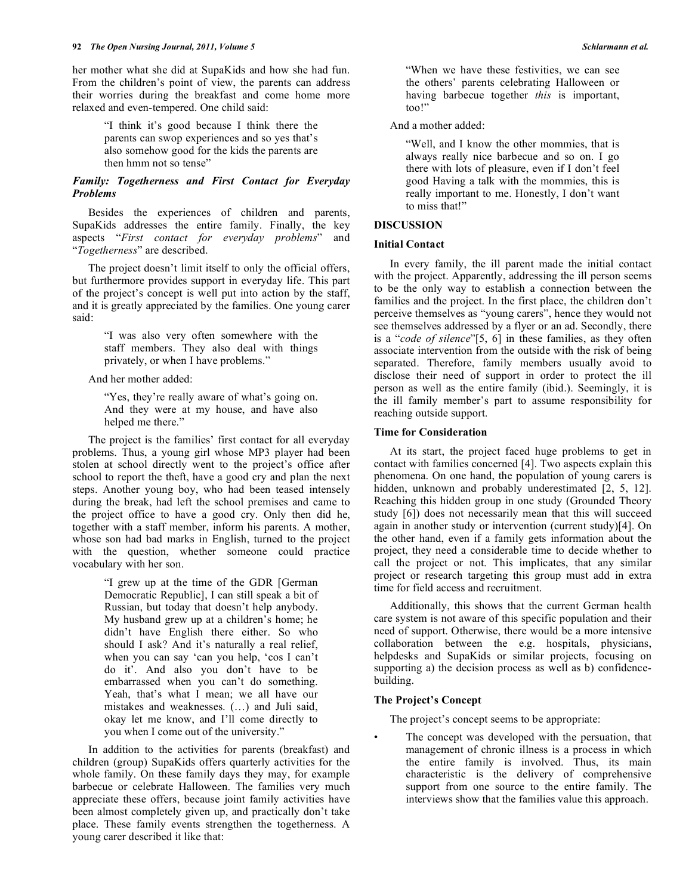her mother what she did at SupaKids and how she had fun. From the children's point of view, the parents can address their worries during the breakfast and come home more relaxed and even-tempered. One child said:

> "I think it's good because I think there the parents can swop experiences and so yes that's also somehow good for the kids the parents are then hmm not so tense"

### *Family: Togetherness and First Contact for Everyday Problems*

Besides the experiences of children and parents, SupaKids addresses the entire family. Finally, the key aspects "*First contact for everyday problems*" and "*Togetherness*" are described.

The project doesn't limit itself to only the official offers, but furthermore provides support in everyday life. This part of the project's concept is well put into action by the staff, and it is greatly appreciated by the families. One young carer said:

> "I was also very often somewhere with the staff members. They also deal with things privately, or when I have problems."

And her mother added:

> "Yes, they're really aware of what's going on. And they were at my house, and have also helped me there."

The project is the families' first contact for all everyday problems. Thus, a young girl whose MP3 player had been stolen at school directly went to the project's office after school to report the theft, have a good cry and plan the next steps. Another young boy, who had been teased intensely during the break, had left the school premises and came to the project office to have a good cry. Only then did he, together with a staff member, inform his parents. A mother, whose son had bad marks in English, turned to the project with the question, whether someone could practice vocabulary with her son.

> "I grew up at the time of the GDR [German Democratic Republic], I can still speak a bit of Russian, but today that doesn't help anybody. My husband grew up at a children's home; he didn't have English there either. So who should I ask? And it's naturally a real relief, when you can say 'can you help, 'cos I can't do it'. And also you don't have to be embarrassed when you can't do something. Yeah, that's what I mean; we all have our mistakes and weaknesses. (…) and Juli said, okay let me know, and I'll come directly to you when I come out of the university."

In addition to the activities for parents (breakfast) and children (group) SupaKids offers quarterly activities for the whole family. On these family days they may, for example barbecue or celebrate Halloween. The families very much appreciate these offers, because joint family activities have been almost completely given up, and practically don't take place. These family events strengthen the togetherness. A young carer described it like that:

> "When we have these festivities, we can see the others' parents celebrating Halloween or having barbecue together *this* is important, too!"

And a mother added:

> "Well, and I know the other mommies, that is always really nice barbecue and so on. I go there with lots of pleasure, even if I don't feel good Having a talk with the mommies, this is really important to me. Honestly, I don't want to miss that!"

## DISCUSSION

### Initial Contact

In every family, the ill parent made the initial contact with the project. Apparently, addressing the ill person seems to be the only way to establish a connection between the families and the project. In the first place, the children don't perceive themselves as "young carers", hence they would not see themselves addressed by a flyer or an ad. Secondly, there is a "*code of silence*"[5, 6] in these families, as they often associate intervention from the outside with the risk of being separated. Therefore, family members usually avoid to disclose their need of support in order to protect the ill person as well as the entire family (ibid.). Seemingly, it is the ill family member's part to assume responsibility for reaching outside support.

### Time for Consideration

At its start, the project faced huge problems to get in contact with families concerned [4]. Two aspects explain this phenomena. On one hand, the population of young carers is hidden, unknown and probably underestimated [2, 5, 12]. Reaching this hidden group in one study (Grounded Theory study [6]) does not necessarily mean that this will succeed again in another study or intervention (current study)[4]. On the other hand, even if a family gets information about the project, they need a considerable time to decide whether to call the project or not. This implicates, that any similar project or research targeting this group must add in extra time for field access and recruitment.

Additionally, this shows that the current German health care system is not aware of this specific population and their need of support. Otherwise, there would be a more intensive collaboration between the e.g. hospitals, physicians, helpdesks and SupaKids or similar projects, focusing on supporting a) the decision process as well as b) confidence-building.

### The Project's Concept

The project's concept seems to be appropriate:

- The concept was developed with the persuation, that management of chronic illness is a process in which the entire family is involved. Thus, its main characteristic is the delivery of comprehensive support from one source to the entire family. The interviews show that the families value this approach.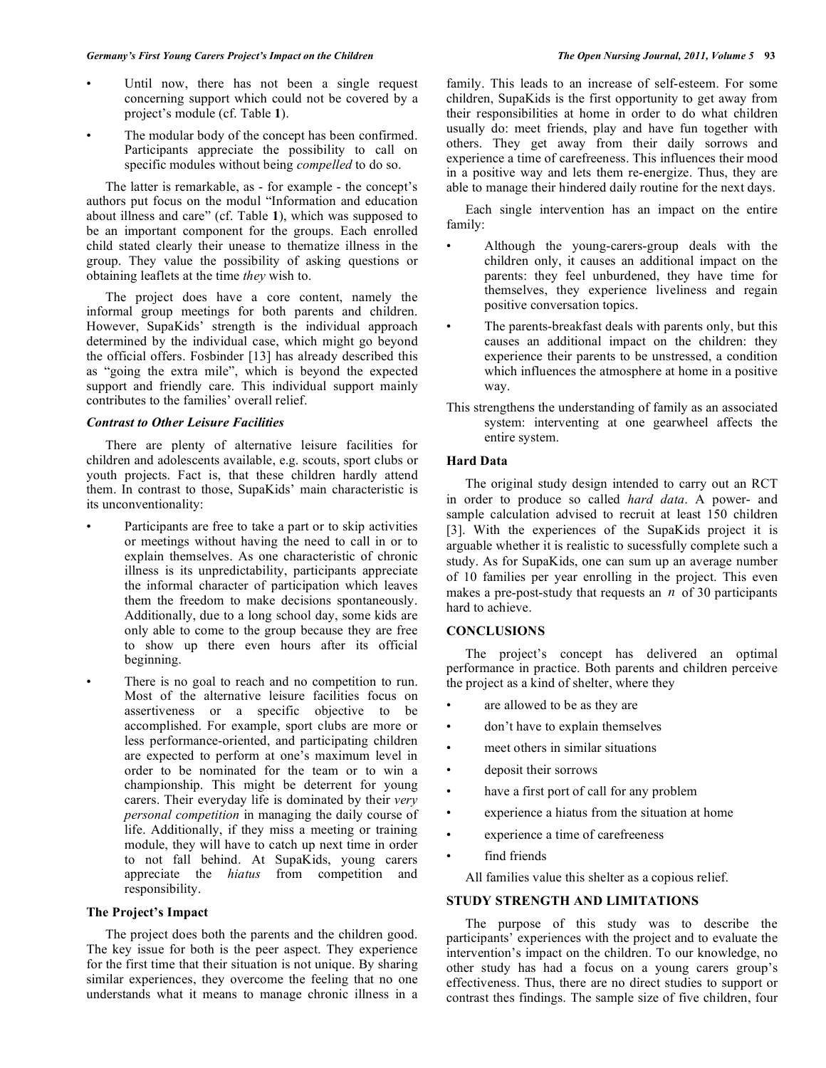- Until now, there has not been a single request concerning support which could not be covered by a project's module (cf. Table **1**).
- The modular body of the concept has been confirmed. Participants appreciate the possibility to call on specific modules without being *compelled* to do so.

The latter is remarkable, as - for example - the concept's authors put focus on the modul "Information and education about illness and care" (cf. Table **1**), which was supposed to be an important component for the groups. Each enrolled child stated clearly their unease to thematize illness in the group. They value the possibility of asking questions or obtaining leaflets at the time *they* wish to.

The project does have a core content, namely the informal group meetings for both parents and children. However, SupaKids' strength is the individual approach determined by the individual case, which might go beyond the official offers. Fosbinder [13] has already described this as "going the extra mile", which is beyond the expected support and friendly care. This individual support mainly contributes to the families' overall relief.

### *Contrast to Other Leisure Facilities*

There are plenty of alternative leisure facilities for children and adolescents available, e.g. scouts, sport clubs or youth projects. Fact is, that these children hardly attend them. In contrast to those, SupaKids' main characteristic is its unconventionality:

- Participants are free to take a part or to skip activities or meetings without having the need to call in or to explain themselves. As one characteristic of chronic illness is its unpredictability, participants appreciate the informal character of participation which leaves them the freedom to make decisions spontaneously. Additionally, due to a long school day, some kids are only able to come to the group because they are free to show up there even hours after its official beginning.
- There is no goal to reach and no competition to run. Most of the alternative leisure facilities focus on assertiveness or a specific objective to be accomplished. For example, sport clubs are more or less performance-oriented, and participating children are expected to perform at one's maximum level in order to be nominated for the team or to win a championship. This might be deterrent for young carers. Their everyday life is dominated by their *very personal competition* in managing the daily course of life. Additionally, if they miss a meeting or training module, they will have to catch up next time in order to not fall behind. At SupaKids, young carers appreciate the *hiatus* from competition and responsibility.

### The Project's Impact

The project does both the parents and the children good. The key issue for both is the peer aspect. They experience for the first time that their situation is not unique. By sharing similar experiences, they overcome the feeling that no one understands what it means to manage chronic illness in a family. This leads to an increase of self-esteem. For some children, SupaKids is the first opportunity to get away from their responsibilities at home in order to do what children usually do: meet friends, play and have fun together with others. They get away from their daily sorrows and experience a time of carefreeness. This influences their mood in a positive way and lets them re-energize. Thus, they are able to manage their hindered daily routine for the next days.

Each single intervention has an impact on the entire family:

- Although the young-carers-group deals with the children only, it causes an additional impact on the parents: they feel unburdened, they have time for themselves, they experience liveliness and regain positive conversation topics.
- The parents-breakfast deals with parents only, but this causes an additional impact on the children: they experience their parents to be unstressed, a condition which influences the atmosphere at home in a positive way.

This strengthens the understanding of family as an associated system: interventing at one gearwheel affects the entire system.

### Hard Data

The original study design intended to carry out an RCT in order to produce so called *hard data*. A power- and sample calculation advised to recruit at least 150 children [3]. With the experiences of the SupaKids project it is arguable whether it is realistic to sucessfully complete such a study. As for SupaKids, one can sum up an average number of 10 families per year enrolling in the project. This even makes a pre-post-study that requests an $n$ of 30 participants hard to achieve.

## CONCLUSIONS

The project's concept has delivered an optimal performance in practice. Both parents and children perceive the project as a kind of shelter, where they

- are allowed to be as they are
- don't have to explain themselves
- meet others in similar situations
- deposit their sorrows
- have a first port of call for any problem
- experience a hiatus from the situation at home
- experience a time of carefreeness
- find friends

All families value this shelter as a copious relief.

## STUDY STRENGTH AND LIMITATIONS

The purpose of this study was to describe the participants' experiences with the project and to evaluate the intervention's impact on the children. To our knowledge, no other study has had a focus on a young carers group's effectiveness. Thus, there are no direct studies to support or contrast thes findings. The sample size of five children, four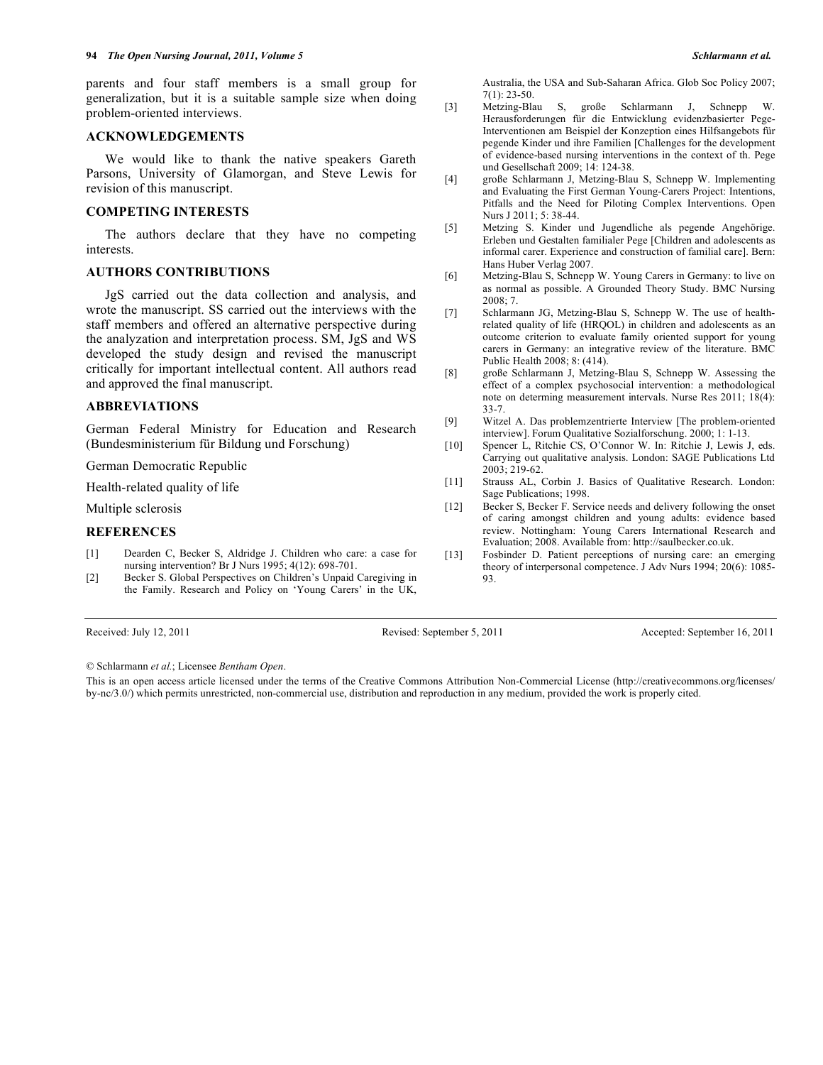parents and four staff members is a small group for generalization, but it is a suitable sample size when doing problem-oriented interviews.

## ACKNOWLEDGEMENTS

We would like to thank the native speakers Gareth Parsons, University of Glamorgan, and Steve Lewis for revision of this manuscript.

## COMPETING INTERESTS

The authors declare that they have no competing interests.

## AUTHORS CONTRIBUTIONS

JgS carried out the data collection and analysis, and wrote the manuscript. SS carried out the interviews with the staff members and offered an alternative perspective during the analyzation and interpretation process. SM, JgS and WS developed the study design and revised the manuscript critically for important intellectual content. All authors read and approved the final manuscript.

## ABBREVIATIONS

German Federal Ministry for Education and Research (Bundesministerium für Bildung und Forschung)

German Democratic Republic

Health-related quality of life

Multiple sclerosis

## REFERENCES

[1] Dearden C, Becker S, Aldridge J. Children who care: a case for nursing intervention? Br J Nurs 1995; 4(12): 698-701.

[2] Becker S. Global Perspectives on Children's Unpaid Caregiving in the Family. Research and Policy on 'Young Carers' in the UK, Australia, the USA and Sub-Saharan Africa. Glob Soc Policy 2007; 7(1): 23-50.

[3] Metzing-Blau S, große Schlarmann J, Schnepp W. Herausforderungen für die Entwicklung evidenzbasierter Pege-Interventionen am Beispiel der Konzeption eines Hilfsangebots für pegende Kinder und ihre Familien [Challenges for the development of evidence-based nursing interventions in the context of th. Pege und Gesellschaft 2009; 14: 124-38.

[4] große Schlarmann J, Metzing-Blau S, Schnepp W. Implementing and Evaluating the First German Young-Carers Project: Intentions, Pitfalls and the Need for Piloting Complex Interventions. Open Nurs J 2011; 5: 38-44.

[5] Metzing S. Kinder und Jugendliche als pegende Angehörige. Erleben und Gestalten familialer Pege [Children and adolescents as informal carer. Experience and construction of familial care]. Bern: Hans Huber Verlag 2007.

[6] Metzing-Blau S, Schnepp W. Young Carers in Germany: to live on as normal as possible. A Grounded Theory Study. BMC Nursing 2008; 7.

[7] Schlarmann JG, Metzing-Blau S, Schnepp W. The use of health-related quality of life (HRQOL) in children and adolescents as an outcome criterion to evaluate family oriented support for young carers in Germany: an integrative review of the literature. BMC Public Health 2008; 8: (414).

[8] große Schlarmann J, Metzing-Blau S, Schnepp W. Assessing the effect of a complex psychosocial intervention: a methodological note on determing measurement intervals. Nurse Res 2011; 18(4): 33-7.

[9] Witzel A. Das problemzentrierte Interview [The problem-oriented interview]. Forum Qualitative Sozialforschung. 2000; 1: 1-13.

[10] Spencer L, Ritchie CS, O'Connor W. In: Ritchie J, Lewis J, eds. Carrying out qualitative analysis. London: SAGE Publications Ltd 2003; 219-62.

[11] Strauss AL, Corbin J. Basics of Qualitative Research. London: Sage Publications; 1998.

[12] Becker S, Becker F. Service needs and delivery following the onset of caring amongst children and young adults: evidence based review. Nottingham: Young Carers International Research and Evaluation; 2008. Available from: http://saulbecker.co.uk.

[13] Fosbinder D. Patient perceptions of nursing care: an emerging theory of interpersonal competence. J Adv Nurs 1994; 20(6): 1085-93.

Received: July 12, 2011 Revised: September 5, 2011 Accepted: September 16, 2011

© Schlarmann *et al.*; Licensee *Bentham Open*.

This is an open access article licensed under the terms of the Creative Commons Attribution Non-Commercial License (http://creativecommons.org/licenses/by-nc/3.0/) which permits unrestricted, non-commercial use, distribution and reproduction in any medium, provided the work is properly cited.